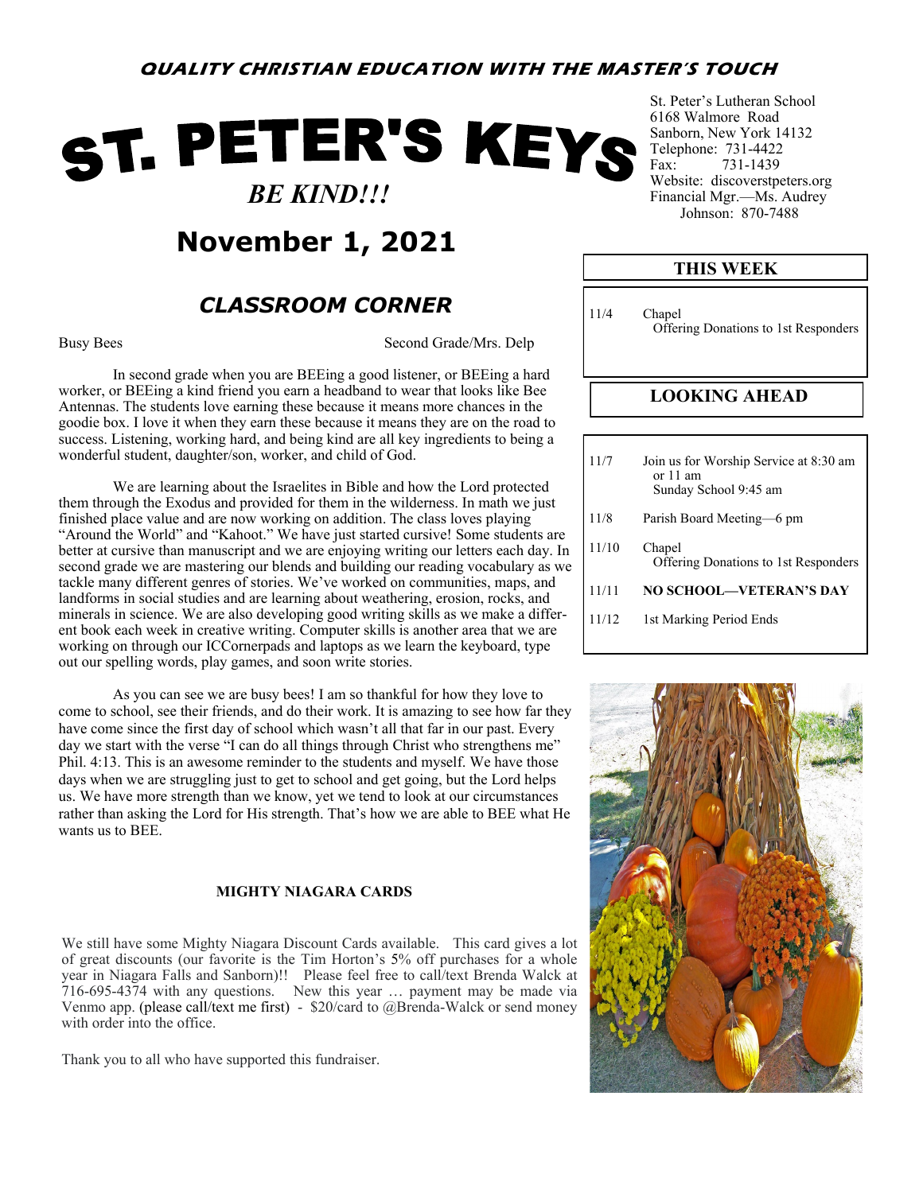**QUALITY CHRISTIAN EDUCATION WITH THE MASTER'S TOUCH**

# ST. PETER'S KEYS

***BE KIND!!!***

## November 1, 2021

St. Peter's Lutheran School
6168 Walmore Road
Sanborn, New York 14132
Telephone: 731-4422
Fax: 731-1439
Website: discoverstpeters.org
Financial Mgr.—Ms. Audrey Johnson: 870-7488

## *CLASSROOM CORNER*

Busy Bees — Second Grade/Mrs. Delp

In second grade when you are BEEing a good listener, or BEEing a hard worker, or BEEing a kind friend you earn a headband to wear that looks like Bee Antennas. The students love earning these because it means more chances in the goodie box. I love it when they earn these because it means they are on the road to success. Listening, working hard, and being kind are all key ingredients to being a wonderful student, daughter/son, worker, and child of God.

We are learning about the Israelites in Bible and how the Lord protected them through the Exodus and provided for them in the wilderness. In math we just finished place value and are now working on addition. The class loves playing "Around the World" and "Kahoot." We have just started cursive! Some students are better at cursive than manuscript and we are enjoying writing our letters each day. In second grade we are mastering our blends and building our reading vocabulary as we tackle many different genres of stories. We've worked on communities, maps, and landforms in social studies and are learning about weathering, erosion, rocks, and minerals in science. We are also developing good writing skills as we make a different book each week in creative writing. Computer skills is another area that we are working on through our ICCornerpads and laptops as we learn the keyboard, type out our spelling words, play games, and soon write stories.

As you can see we are busy bees! I am so thankful for how they love to come to school, see their friends, and do their work. It is amazing to see how far they have come since the first day of school which wasn't all that far in our past. Every day we start with the verse "I can do all things through Christ who strengthens me" Phil. 4:13. This is an awesome reminder to the students and myself. We have those days when we are struggling just to get to school and get going, but the Lord helps us. We have more strength than we know, yet we tend to look at our circumstances rather than asking the Lord for His strength. That's how we are able to BEE what He wants us to BEE.

### MIGHTY NIAGARA CARDS

We still have some Mighty Niagara Discount Cards available. This card gives a lot of great discounts (our favorite is the Tim Horton's 5% off purchases for a whole year in Niagara Falls and Sanborn)!! Please feel free to call/text Brenda Walck at 716-695-4374 with any questions. New this year … payment may be made via Venmo app. (please call/text me first) - $20/card to @Brenda-Walck or send money with order into the office.

Thank you to all who have supported this fundraiser.

### THIS WEEK

| | |
|---|---|
| 11/4 | Chapel<br>Offering Donations to 1st Responders |

### LOOKING AHEAD

| | |
|---|---|
| 11/7 | Join us for Worship Service at 8:30 am or 11 am<br>Sunday School 9:45 am |
| 11/8 | Parish Board Meeting—6 pm |
| 11/10 | Chapel<br>Offering Donations to 1st Responders |
| 11/11 | **NO SCHOOL—VETERAN'S DAY** |
| 11/12 | 1st Marking Period Ends |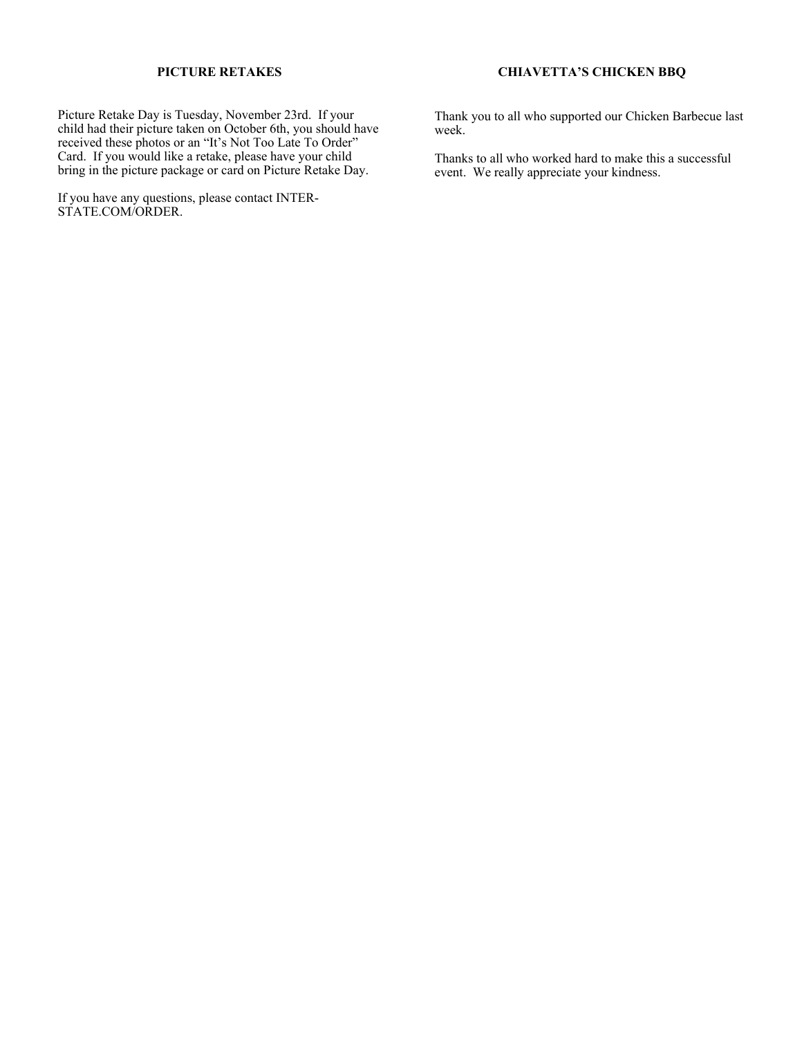## PICTURE RETAKES

Picture Retake Day is Tuesday, November 23rd. If your child had their picture taken on October 6th, you should have received these photos or an "It's Not Too Late To Order" Card. If you would like a retake, please have your child bring in the picture package or card on Picture Retake Day.

If you have any questions, please contact INTER-STATE.COM/ORDER.

## CHIAVETTA'S CHICKEN BBQ

Thank you to all who supported our Chicken Barbecue last week.

Thanks to all who worked hard to make this a successful event. We really appreciate your kindness.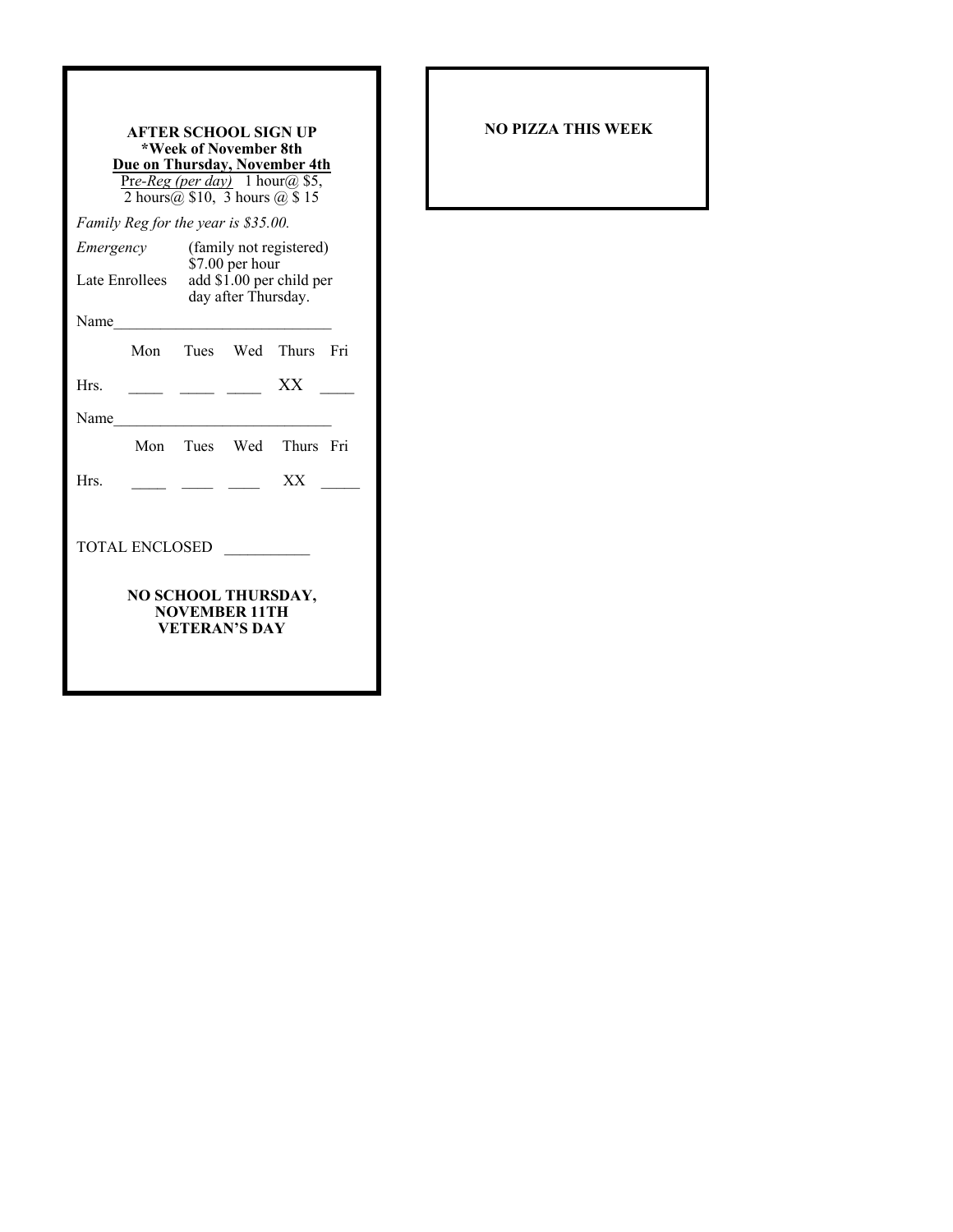**AFTER SCHOOL SIGN UP**
**\*Week of November 8th**
**Due on Thursday, November 4th**
*Pre-Reg (per day)* 1 hour@ $5,
2 hours@ $10, 3 hours @ $ 15

*Family Reg for the year is $35.00.*

*Emergency* (family not registered) $7.00 per hour

Late Enrollees add $1.00 per child per day after Thursday.

Name____________________________

| | Mon | Tues | Wed | Thurs | Fri |
|---|---|---|---|---|---|
| Hrs. | ____ | ____ | ____ | XX | ____ |

Name____________________________

| | Mon | Tues | Wed | Thurs | Fri |
|---|---|---|---|---|---|
| Hrs. | ____ | ____ | ____ | XX | _____ |

TOTAL ENCLOSED ___________

**NO SCHOOL THURSDAY, NOVEMBER 11TH VETERAN'S DAY**

**NO PIZZA THIS WEEK**